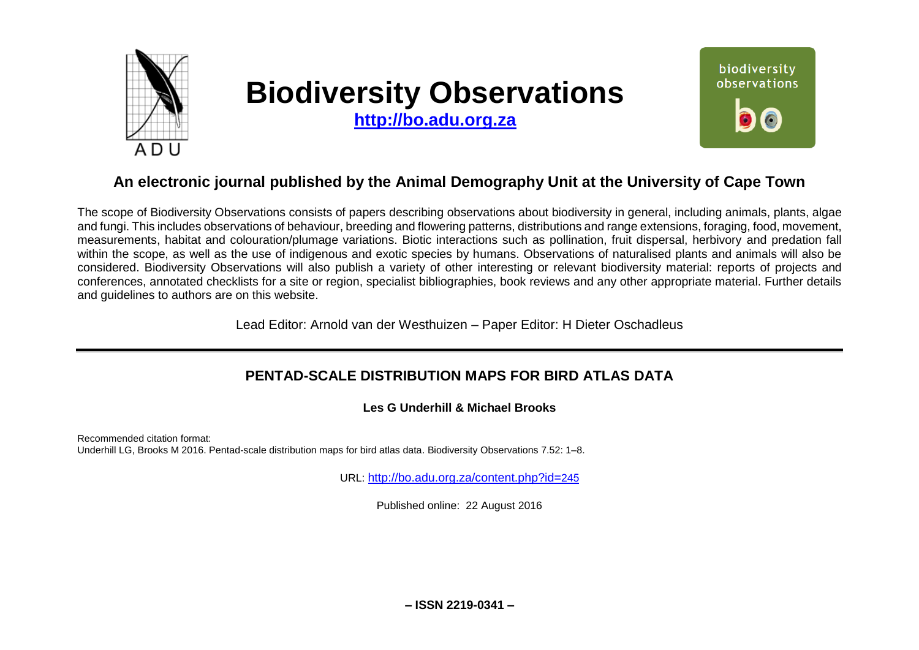# Biodiversity Observations

**http://bo.adu.org.za**

### An electronic journal published by the Animal Demography Unit at the University of Cape Town

The scope of Biodiversity Observations consists of papers describing observations about biodiversity in general, including animals, plants, algae and fungi. This includes observations of behaviour, breeding and flowering patterns, distributions and range extensions, foraging, food, movement, measurements, habitat and colouration/plumage variations. Biotic interactions such as pollination, fruit dispersal, herbivory and predation fall within the scope, as well as the use of indigenous and exotic species by humans. Observations of naturalised plants and animals will also be considered. Biodiversity Observations will also publish a variety of other interesting or relevant biodiversity material: reports of projects and conferences, annotated checklists for a site or region, specialist bibliographies, book reviews and any other appropriate material. Further details and guidelines to authors are on this website.

Lead Editor: Arnold van der Westhuizen – Paper Editor: H Dieter Oschadleus

---

## PENTAD-SCALE DISTRIBUTION MAPS FOR BIRD ATLAS DATA

**Les G Underhill & Michael Brooks**

Recommended citation format:
Underhill LG, Brooks M 2016. Pentad-scale distribution maps for bird atlas data. Biodiversity Observations 7.52: 1–8.

URL: http://bo.adu.org.za/content.php?id=245

Published online: 22 August 2016

**– ISSN 2219-0341 –**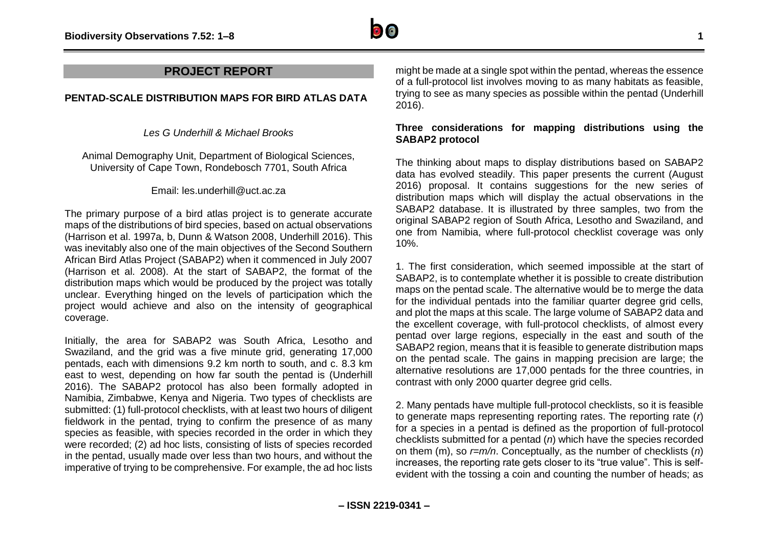## PROJECT REPORT

### PENTAD-SCALE DISTRIBUTION MAPS FOR BIRD ATLAS DATA

*Les G Underhill & Michael Brooks*

Animal Demography Unit, Department of Biological Sciences, University of Cape Town, Rondebosch 7701, South Africa

Email: les.underhill@uct.ac.za

The primary purpose of a bird atlas project is to generate accurate maps of the distributions of bird species, based on actual observations (Harrison et al. 1997a, b, Dunn & Watson 2008, Underhill 2016). This was inevitably also one of the main objectives of the Second Southern African Bird Atlas Project (SABAP2) when it commenced in July 2007 (Harrison et al. 2008). At the start of SABAP2, the format of the distribution maps which would be produced by the project was totally unclear. Everything hinged on the levels of participation which the project would achieve and also on the intensity of geographical coverage.

Initially, the area for SABAP2 was South Africa, Lesotho and Swaziland, and the grid was a five minute grid, generating 17,000 pentads, each with dimensions 9.2 km north to south, and c. 8.3 km east to west, depending on how far south the pentad is (Underhill 2016). The SABAP2 protocol has also been formally adopted in Namibia, Zimbabwe, Kenya and Nigeria. Two types of checklists are submitted: (1) full-protocol checklists, with at least two hours of diligent fieldwork in the pentad, trying to confirm the presence of as many species as feasible, with species recorded in the order in which they were recorded; (2) ad hoc lists, consisting of lists of species recorded in the pentad, usually made over less than two hours, and without the imperative of trying to be comprehensive. For example, the ad hoc lists might be made at a single spot within the pentad, whereas the essence of a full-protocol list involves moving to as many habitats as feasible, trying to see as many species as possible within the pentad (Underhill 2016).

### Three considerations for mapping distributions using the SABAP2 protocol

The thinking about maps to display distributions based on SABAP2 data has evolved steadily. This paper presents the current (August 2016) proposal. It contains suggestions for the new series of distribution maps which will display the actual observations in the SABAP2 database. It is illustrated by three samples, two from the original SABAP2 region of South Africa, Lesotho and Swaziland, and one from Namibia, where full-protocol checklist coverage was only 10%.

1. The first consideration, which seemed impossible at the start of SABAP2, is to contemplate whether it is possible to create distribution maps on the pentad scale. The alternative would be to merge the data for the individual pentads into the familiar quarter degree grid cells, and plot the maps at this scale. The large volume of SABAP2 data and the excellent coverage, with full-protocol checklists, of almost every pentad over large regions, especially in the east and south of the SABAP2 region, means that it is feasible to generate distribution maps on the pentad scale. The gains in mapping precision are large; the alternative resolutions are 17,000 pentads for the three countries, in contrast with only 2000 quarter degree grid cells.

2. Many pentads have multiple full-protocol checklists, so it is feasible to generate maps representing reporting rates. The reporting rate ($r$) for a species in a pentad is defined as the proportion of full-protocol checklists submitted for a pentad ($n$) which have the species recorded on them (m), so $r=m/n$. Conceptually, as the number of checklists ($n$) increases, the reporting rate gets closer to its "true value". This is self-evident with the tossing a coin and counting the number of heads; as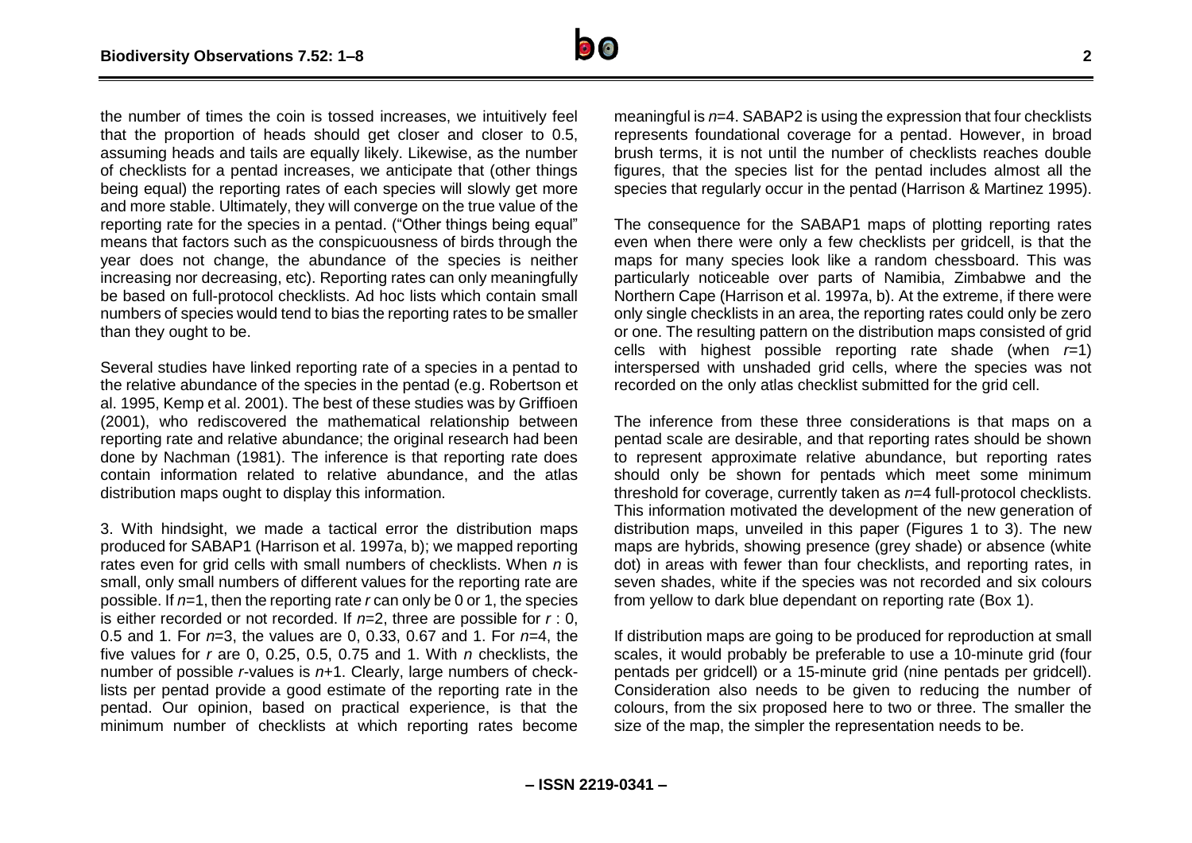the number of times the coin is tossed increases, we intuitively feel that the proportion of heads should get closer and closer to 0.5, assuming heads and tails are equally likely. Likewise, as the number of checklists for a pentad increases, we anticipate that (other things being equal) the reporting rates of each species will slowly get more and more stable. Ultimately, they will converge on the true value of the reporting rate for the species in a pentad. ("Other things being equal" means that factors such as the conspicuousness of birds through the year does not change, the abundance of the species is neither increasing nor decreasing, etc). Reporting rates can only meaningfully be based on full-protocol checklists. Ad hoc lists which contain small numbers of species would tend to bias the reporting rates to be smaller than they ought to be.

Several studies have linked reporting rate of a species in a pentad to the relative abundance of the species in the pentad (e.g. Robertson et al. 1995, Kemp et al. 2001). The best of these studies was by Griffioen (2001), who rediscovered the mathematical relationship between reporting rate and relative abundance; the original research had been done by Nachman (1981). The inference is that reporting rate does contain information related to relative abundance, and the atlas distribution maps ought to display this information.

3. With hindsight, we made a tactical error the distribution maps produced for SABAP1 (Harrison et al. 1997a, b); we mapped reporting rates even for grid cells with small numbers of checklists. When $n$ is small, only small numbers of different values for the reporting rate are possible. If $n$=1, then the reporting rate $r$ can only be 0 or 1, the species is either recorded or not recorded. If $n$=2, three are possible for $r$ : 0, 0.5 and 1. For $n$=3, the values are 0, 0.33, 0.67 and 1. For $n$=4, the five values for $r$ are 0, 0.25, 0.5, 0.75 and 1. With $n$ checklists, the number of possible $r$-values is $n$+1. Clearly, large numbers of check-lists per pentad provide a good estimate of the reporting rate in the pentad. Our opinion, based on practical experience, is that the minimum number of checklists at which reporting rates become meaningful is $n$=4. SABAP2 is using the expression that four checklists represents foundational coverage for a pentad. However, in broad brush terms, it is not until the number of checklists reaches double figures, that the species list for the pentad includes almost all the species that regularly occur in the pentad (Harrison & Martinez 1995).

The consequence for the SABAP1 maps of plotting reporting rates even when there were only a few checklists per gridcell, is that the maps for many species look like a random chessboard. This was particularly noticeable over parts of Namibia, Zimbabwe and the Northern Cape (Harrison et al. 1997a, b). At the extreme, if there were only single checklists in an area, the reporting rates could only be zero or one. The resulting pattern on the distribution maps consisted of grid cells with highest possible reporting rate shade (when $r$=1) interspersed with unshaded grid cells, where the species was not recorded on the only atlas checklist submitted for the grid cell.

The inference from these three considerations is that maps on a pentad scale are desirable, and that reporting rates should be shown to represent approximate relative abundance, but reporting rates should only be shown for pentads which meet some minimum threshold for coverage, currently taken as $n$=4 full-protocol checklists. This information motivated the development of the new generation of distribution maps, unveiled in this paper (Figures 1 to 3). The new maps are hybrids, showing presence (grey shade) or absence (white dot) in areas with fewer than four checklists, and reporting rates, in seven shades, white if the species was not recorded and six colours from yellow to dark blue dependant on reporting rate (Box 1).

If distribution maps are going to be produced for reproduction at small scales, it would probably be preferable to use a 10-minute grid (four pentads per gridcell) or a 15-minute grid (nine pentads per gridcell). Consideration also needs to be given to reducing the number of colours, from the six proposed here to two or three. The smaller the size of the map, the simpler the representation needs to be.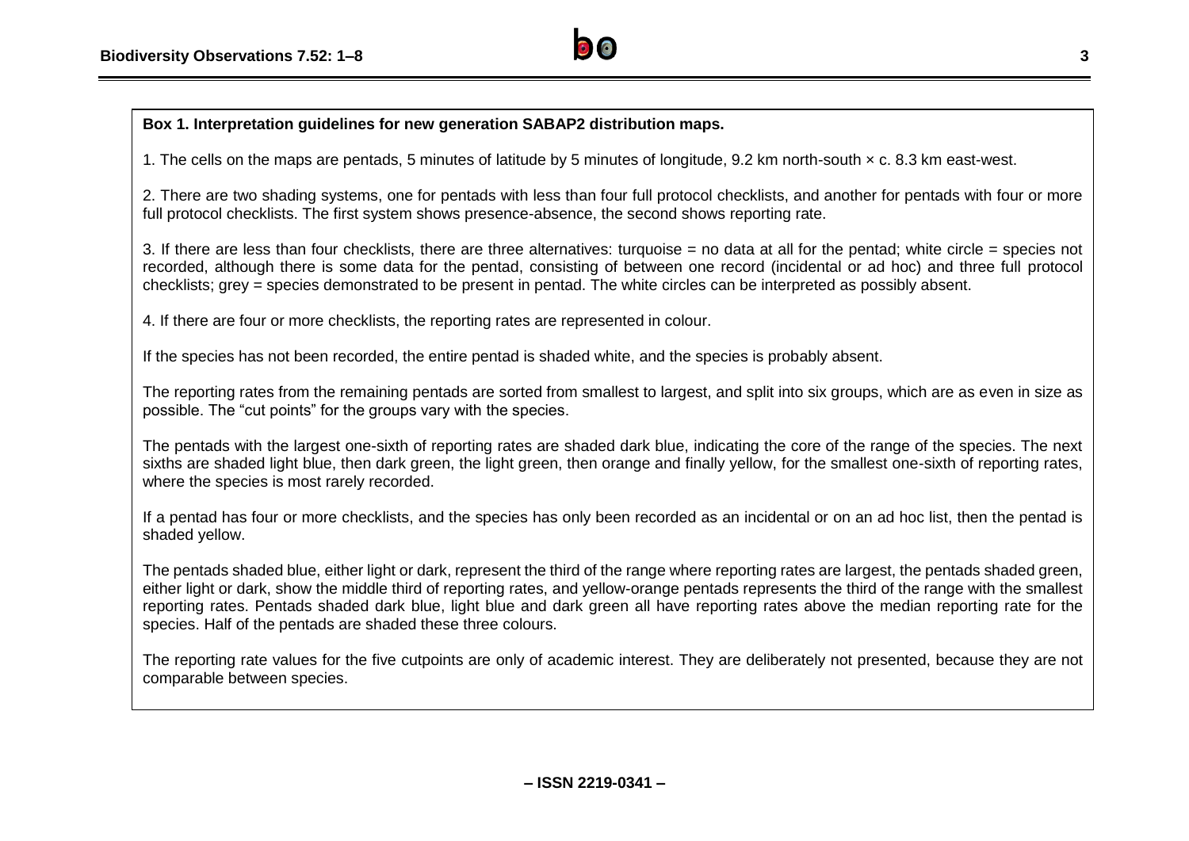**Box 1. Interpretation guidelines for new generation SABAP2 distribution maps.**

1. The cells on the maps are pentads, 5 minutes of latitude by 5 minutes of longitude, 9.2 km north-south × c. 8.3 km east-west.

2. There are two shading systems, one for pentads with less than four full protocol checklists, and another for pentads with four or more full protocol checklists. The first system shows presence-absence, the second shows reporting rate.

3. If there are less than four checklists, there are three alternatives: turquoise = no data at all for the pentad; white circle = species not recorded, although there is some data for the pentad, consisting of between one record (incidental or ad hoc) and three full protocol checklists; grey = species demonstrated to be present in pentad. The white circles can be interpreted as possibly absent.

4. If there are four or more checklists, the reporting rates are represented in colour.

If the species has not been recorded, the entire pentad is shaded white, and the species is probably absent.

The reporting rates from the remaining pentads are sorted from smallest to largest, and split into six groups, which are as even in size as possible. The "cut points" for the groups vary with the species.

The pentads with the largest one-sixth of reporting rates are shaded dark blue, indicating the core of the range of the species. The next sixths are shaded light blue, then dark green, the light green, then orange and finally yellow, for the smallest one-sixth of reporting rates, where the species is most rarely recorded.

If a pentad has four or more checklists, and the species has only been recorded as an incidental or on an ad hoc list, then the pentad is shaded yellow.

The pentads shaded blue, either light or dark, represent the third of the range where reporting rates are largest, the pentads shaded green, either light or dark, show the middle third of reporting rates, and yellow-orange pentads represents the third of the range with the smallest reporting rates. Pentads shaded dark blue, light blue and dark green all have reporting rates above the median reporting rate for the species. Half of the pentads are shaded these three colours.

The reporting rate values for the five cutpoints are only of academic interest. They are deliberately not presented, because they are not comparable between species.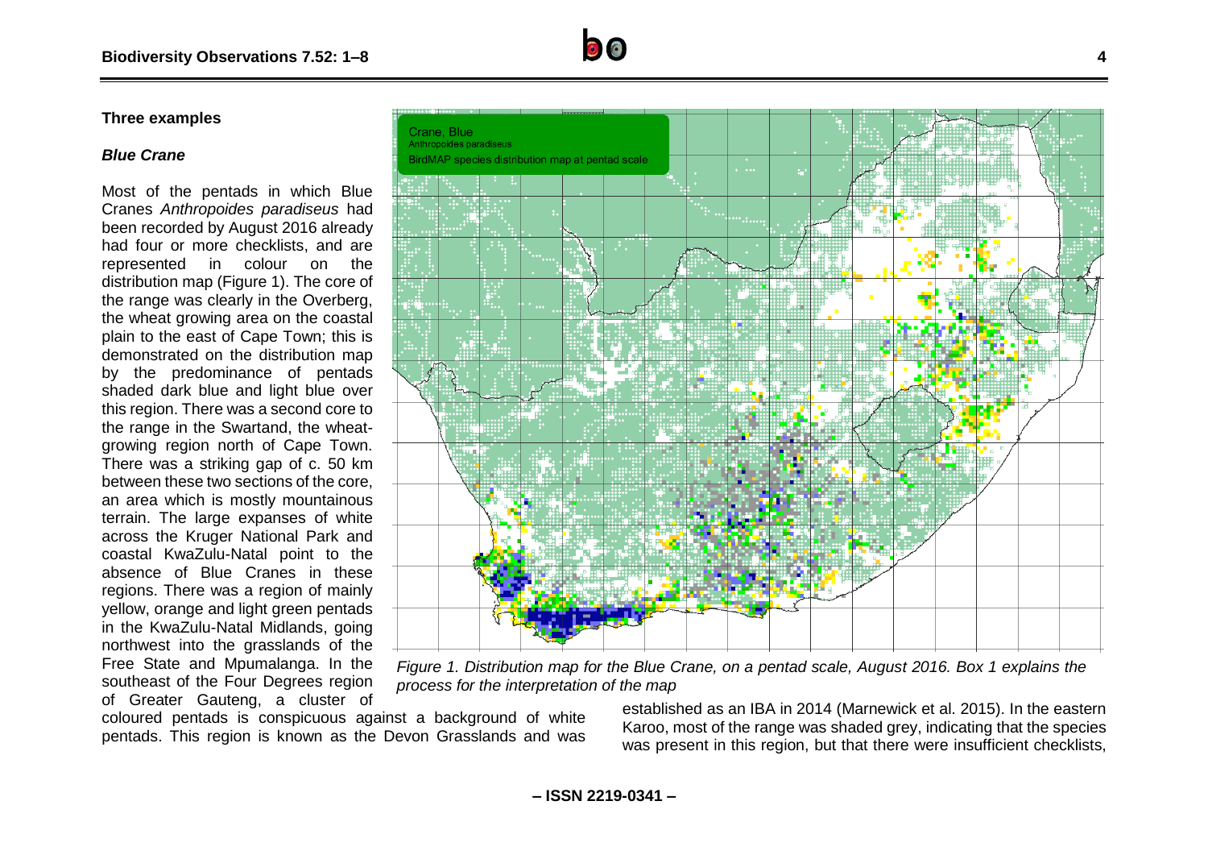### Three examples

#### *Blue Crane*

Most of the pentads in which Blue Cranes *Anthropoides paradiseus* had been recorded by August 2016 already had four or more checklists, and are represented in colour on the distribution map (Figure 1). The core of the range was clearly in the Overberg, the wheat growing area on the coastal plain to the east of Cape Town; this is demonstrated on the distribution map by the predominance of pentads shaded dark blue and light blue over this region. There was a second core to the range in the Swartand, the wheat-growing region north of Cape Town. There was a striking gap of c. 50 km between these two sections of the core, an area which is mostly mountainous terrain. The large expanses of white across the Kruger National Park and coastal KwaZulu-Natal point to the absence of Blue Cranes in these regions. There was a region of mainly yellow, orange and light green pentads in the KwaZulu-Natal Midlands, going northwest into the grasslands of the Free State and Mpumalanga. In the southeast of the Four Degrees region of Greater Gauteng, a cluster of coloured pentads is conspicuous against a background of white pentads. This region is known as the Devon Grasslands and was established as an IBA in 2014 (Marnewick et al. 2015). In the eastern Karoo, most of the range was shaded grey, indicating that the species was present in this region, but that there were insufficient checklists,

*Figure 1. Distribution map for the Blue Crane, on a pentad scale, August 2016. Box 1 explains the process for the interpretation of the map*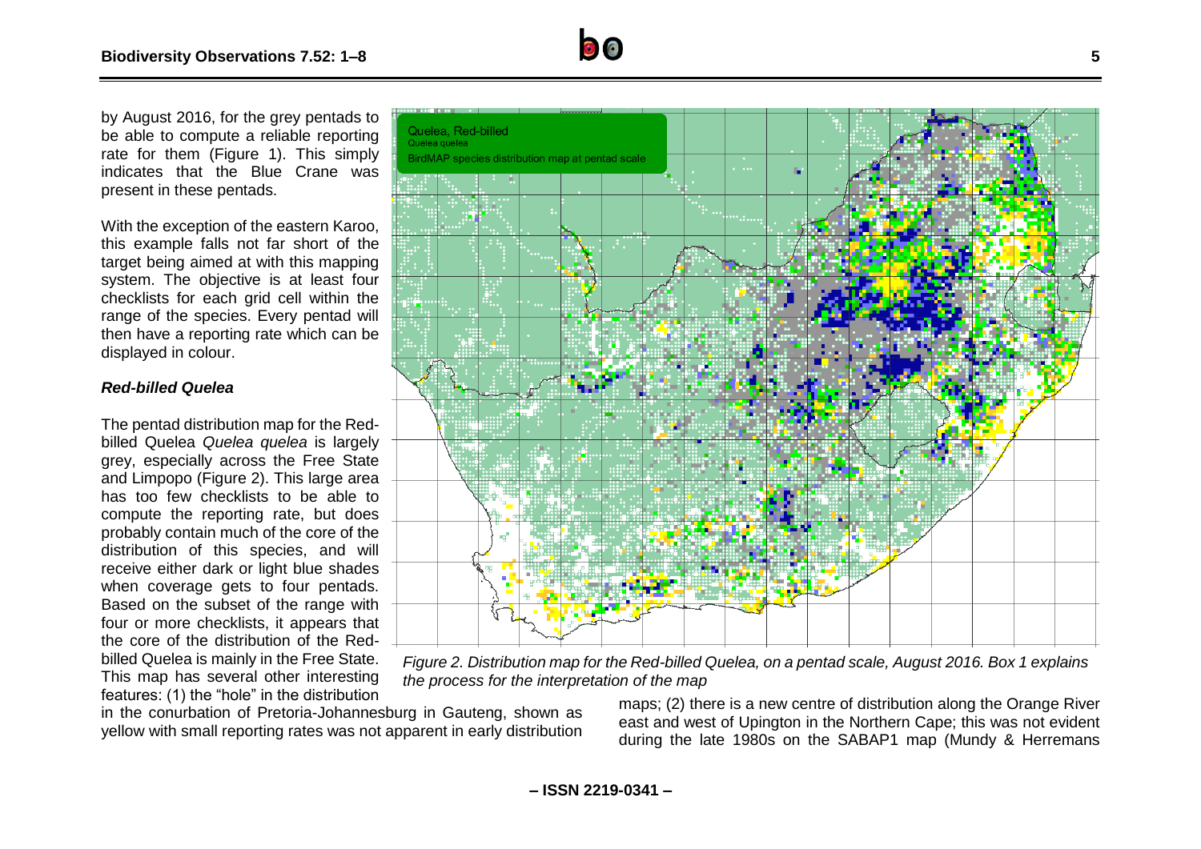by August 2016, for the grey pentads to be able to compute a reliable reporting rate for them (Figure 1). This simply indicates that the Blue Crane was present in these pentads.

With the exception of the eastern Karoo, this example falls not far short of the target being aimed at with this mapping system. The objective is at least four checklists for each grid cell within the range of the species. Every pentad will then have a reporting rate which can be displayed in colour.

### *Red-billed Quelea*

The pentad distribution map for the Red-billed Quelea *Quelea quelea* is largely grey, especially across the Free State and Limpopo (Figure 2). This large area has too few checklists to be able to compute the reporting rate, but does probably contain much of the core of the distribution of this species, and will receive either dark or light blue shades when coverage gets to four pentads. Based on the subset of the range with four or more checklists, it appears that the core of the distribution of the Red-billed Quelea is mainly in the Free State. This map has several other interesting features: (1) the "hole" in the distribution in the conurbation of Pretoria-Johannesburg in Gauteng, shown as yellow with small reporting rates was not apparent in early distribution maps; (2) there is a new centre of distribution along the Orange River east and west of Upington in the Northern Cape; this was not evident during the late 1980s on the SABAP1 map (Mundy & Herremans

*Figure 2. Distribution map for the Red-billed Quelea, on a pentad scale, August 2016. Box 1 explains the process for the interpretation of the map*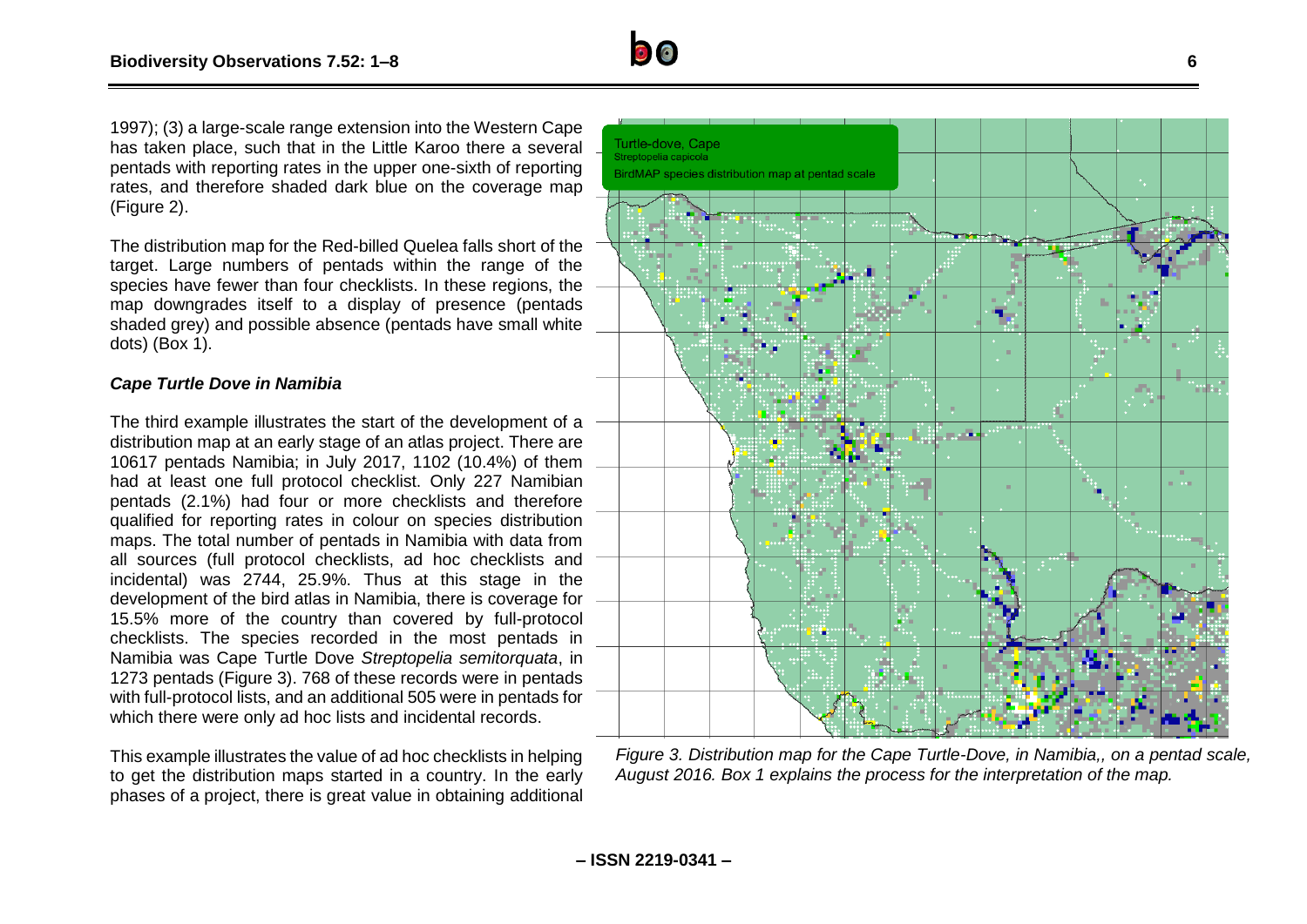1997); (3) a large-scale range extension into the Western Cape has taken place, such that in the Little Karoo there a several pentads with reporting rates in the upper one-sixth of reporting rates, and therefore shaded dark blue on the coverage map (Figure 2).

The distribution map for the Red-billed Quelea falls short of the target. Large numbers of pentads within the range of the species have fewer than four checklists. In these regions, the map downgrades itself to a display of presence (pentads shaded grey) and possible absence (pentads have small white dots) (Box 1).

### *Cape Turtle Dove in Namibia*

The third example illustrates the start of the development of a distribution map at an early stage of an atlas project. There are 10617 pentads Namibia; in July 2017, 1102 (10.4%) of them had at least one full protocol checklist. Only 227 Namibian pentads (2.1%) had four or more checklists and therefore qualified for reporting rates in colour on species distribution maps. The total number of pentads in Namibia with data from all sources (full protocol checklists, ad hoc checklists and incidental) was 2744, 25.9%. Thus at this stage in the development of the bird atlas in Namibia, there is coverage for 15.5% more of the country than covered by full-protocol checklists. The species recorded in the most pentads in Namibia was Cape Turtle Dove *Streptopelia semitorquata*, in 1273 pentads (Figure 3). 768 of these records were in pentads with full-protocol lists, and an additional 505 were in pentads for which there were only ad hoc lists and incidental records.

This example illustrates the value of ad hoc checklists in helping to get the distribution maps started in a country. In the early phases of a project, there is great value in obtaining additional

*Figure 3. Distribution map for the Cape Turtle-Dove, in Namibia,, on a pentad scale, August 2016. Box 1 explains the process for the interpretation of the map.*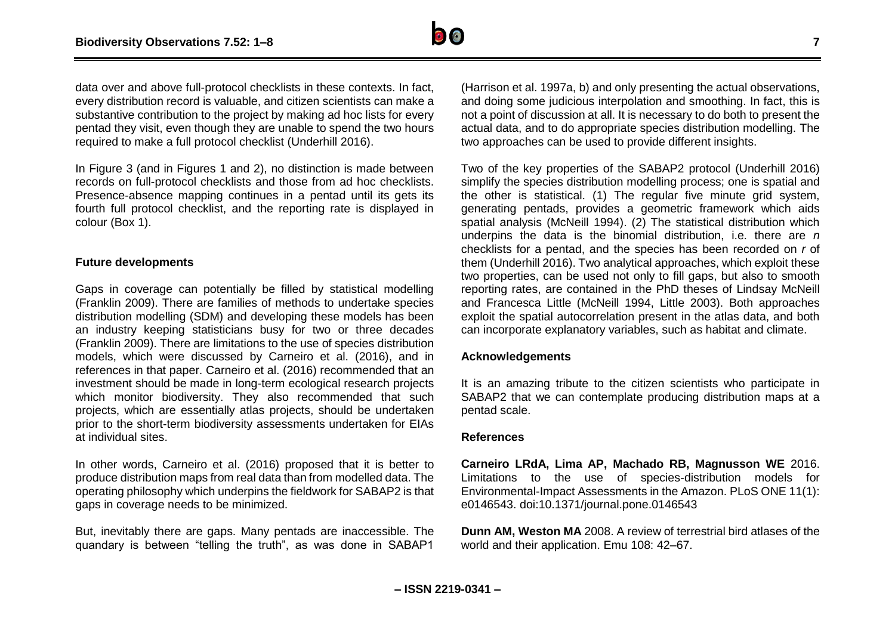data over and above full-protocol checklists in these contexts. In fact, every distribution record is valuable, and citizen scientists can make a substantive contribution to the project by making ad hoc lists for every pentad they visit, even though they are unable to spend the two hours required to make a full protocol checklist (Underhill 2016).

In Figure 3 (and in Figures 1 and 2), no distinction is made between records on full-protocol checklists and those from ad hoc checklists. Presence-absence mapping continues in a pentad until its gets its fourth full protocol checklist, and the reporting rate is displayed in colour (Box 1).

### Future developments

Gaps in coverage can potentially be filled by statistical modelling (Franklin 2009). There are families of methods to undertake species distribution modelling (SDM) and developing these models has been an industry keeping statisticians busy for two or three decades (Franklin 2009). There are limitations to the use of species distribution models, which were discussed by Carneiro et al. (2016), and in references in that paper. Carneiro et al. (2016) recommended that an investment should be made in long-term ecological research projects which monitor biodiversity. They also recommended that such projects, which are essentially atlas projects, should be undertaken prior to the short-term biodiversity assessments undertaken for EIAs at individual sites.

In other words, Carneiro et al. (2016) proposed that it is better to produce distribution maps from real data than from modelled data. The operating philosophy which underpins the fieldwork for SABAP2 is that gaps in coverage needs to be minimized.

But, inevitably there are gaps. Many pentads are inaccessible. The quandary is between "telling the truth", as was done in SABAP1 (Harrison et al. 1997a, b) and only presenting the actual observations, and doing some judicious interpolation and smoothing. In fact, this is not a point of discussion at all. It is necessary to do both to present the actual data, and to do appropriate species distribution modelling. The two approaches can be used to provide different insights.

Two of the key properties of the SABAP2 protocol (Underhill 2016) simplify the species distribution modelling process; one is spatial and the other is statistical. (1) The regular five minute grid system, generating pentads, provides a geometric framework which aids spatial analysis (McNeill 1994). (2) The statistical distribution which underpins the data is the binomial distribution, i.e. there are $n$ checklists for a pentad, and the species has been recorded on $r$ of them (Underhill 2016). Two analytical approaches, which exploit these two properties, can be used not only to fill gaps, but also to smooth reporting rates, are contained in the PhD theses of Lindsay McNeill and Francesca Little (McNeill 1994, Little 2003). Both approaches exploit the spatial autocorrelation present in the atlas data, and both can incorporate explanatory variables, such as habitat and climate.

### Acknowledgements

It is an amazing tribute to the citizen scientists who participate in SABAP2 that we can contemplate producing distribution maps at a pentad scale.

### References

**Carneiro LRdA, Lima AP, Machado RB, Magnusson WE** 2016. Limitations to the use of species-distribution models for Environmental-Impact Assessments in the Amazon. PLoS ONE 11(1): e0146543. doi:10.1371/journal.pone.0146543

**Dunn AM, Weston MA** 2008. A review of terrestrial bird atlases of the world and their application. Emu 108: 42–67.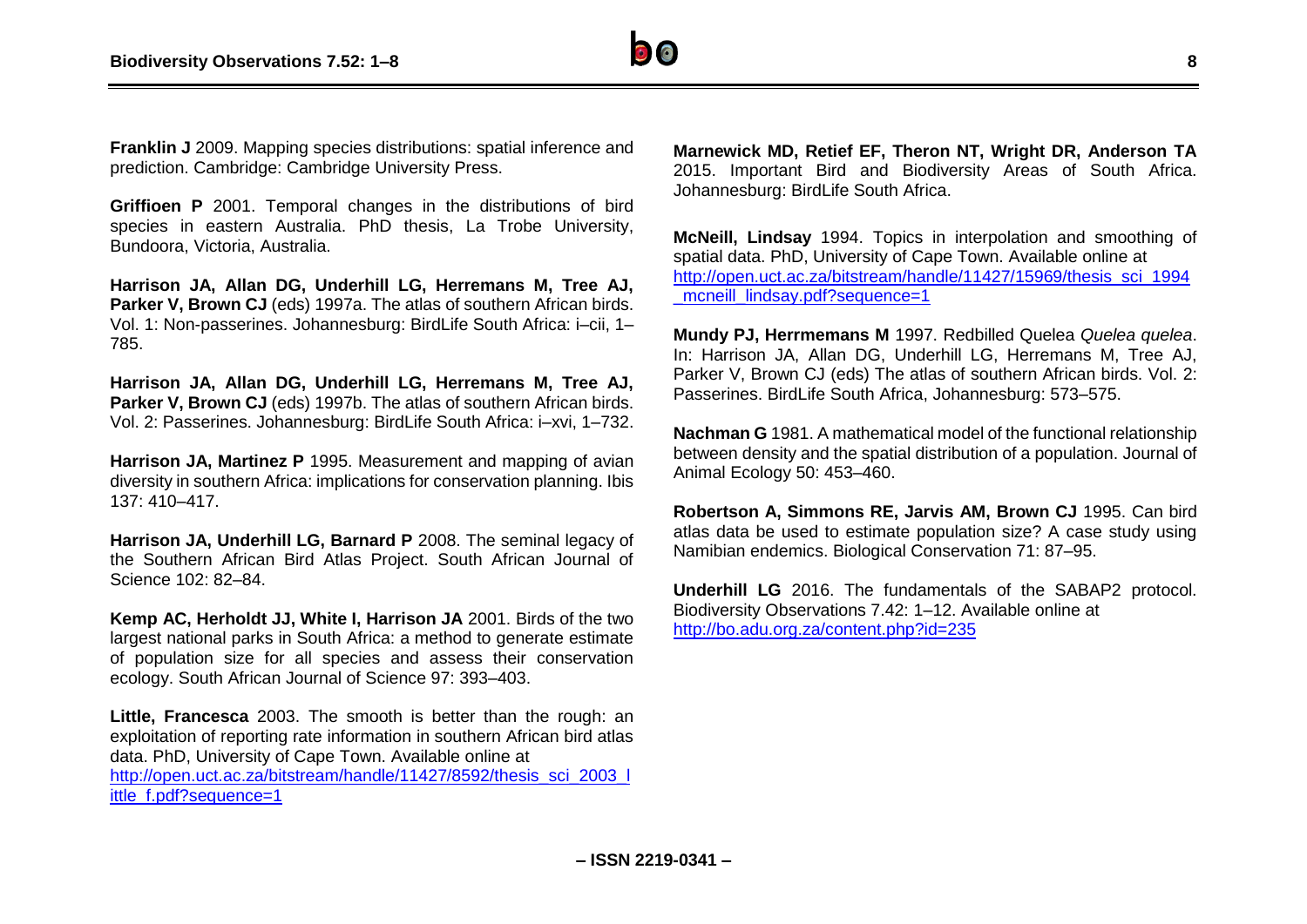**Franklin J** 2009. Mapping species distributions: spatial inference and prediction. Cambridge: Cambridge University Press.

**Griffioen P** 2001. Temporal changes in the distributions of bird species in eastern Australia. PhD thesis, La Trobe University, Bundoora, Victoria, Australia.

**Harrison JA, Allan DG, Underhill LG, Herremans M, Tree AJ, Parker V, Brown CJ** (eds) 1997a. The atlas of southern African birds. Vol. 1: Non-passerines. Johannesburg: BirdLife South Africa: i–cii, 1–785.

**Harrison JA, Allan DG, Underhill LG, Herremans M, Tree AJ, Parker V, Brown CJ** (eds) 1997b. The atlas of southern African birds. Vol. 2: Passerines. Johannesburg: BirdLife South Africa: i–xvi, 1–732.

**Harrison JA, Martinez P** 1995. Measurement and mapping of avian diversity in southern Africa: implications for conservation planning. Ibis 137: 410–417.

**Harrison JA, Underhill LG, Barnard P** 2008. The seminal legacy of the Southern African Bird Atlas Project. South African Journal of Science 102: 82–84.

**Kemp AC, Herholdt JJ, White I, Harrison JA** 2001. Birds of the two largest national parks in South Africa: a method to generate estimate of population size for all species and assess their conservation ecology. South African Journal of Science 97: 393–403.

**Little, Francesca** 2003. The smooth is better than the rough: an exploitation of reporting rate information in southern African bird atlas data. PhD, University of Cape Town. Available online at [http://open.uct.ac.za/bitstream/handle/11427/8592/thesis_sci_2003_little_f.pdf?sequence=1](http://open.uct.ac.za/bitstream/handle/11427/8592/thesis_sci_2003_little_f.pdf?sequence=1)

**Marnewick MD, Retief EF, Theron NT, Wright DR, Anderson TA** 2015. Important Bird and Biodiversity Areas of South Africa. Johannesburg: BirdLife South Africa.

**McNeill, Lindsay** 1994. Topics in interpolation and smoothing of spatial data. PhD, University of Cape Town. Available online at [http://open.uct.ac.za/bitstream/handle/11427/15969/thesis_sci_1994_mcneill_lindsay.pdf?sequence=1](http://open.uct.ac.za/bitstream/handle/11427/15969/thesis_sci_1994_mcneill_lindsay.pdf?sequence=1)

**Mundy PJ, Herrmemans M** 1997. Redbilled Quelea *Quelea quelea*. In: Harrison JA, Allan DG, Underhill LG, Herremans M, Tree AJ, Parker V, Brown CJ (eds) The atlas of southern African birds. Vol. 2: Passerines. BirdLife South Africa, Johannesburg: 573–575.

**Nachman G** 1981. A mathematical model of the functional relationship between density and the spatial distribution of a population. Journal of Animal Ecology 50: 453–460.

**Robertson A, Simmons RE, Jarvis AM, Brown CJ** 1995. Can bird atlas data be used to estimate population size? A case study using Namibian endemics. Biological Conservation 71: 87–95.

**Underhill LG** 2016. The fundamentals of the SABAP2 protocol. Biodiversity Observations 7.42: 1–12. Available online at [http://bo.adu.org.za/content.php?id=235](http://bo.adu.org.za/content.php?id=235)